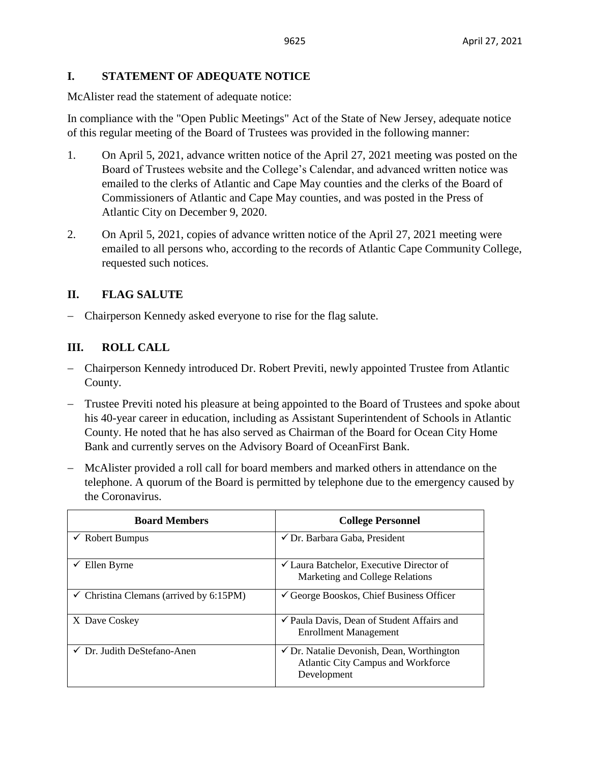## I. STATEMENT OF ADEQUATE NOTICE

McAlister read the statement of adequate notice:

In compliance with the "Open Public Meetings" Act of the State of New Jersey, adequate notice of this regular meeting of the Board of Trustees was provided in the following manner:

1. On April 5, 2021, advance written notice of the April 27, 2021 meeting was posted on the Board of Trustees website and the College's Calendar, and advanced written notice was emailed to the clerks of Atlantic and Cape May counties and the clerks of the Board of Commissioners of Atlantic and Cape May counties, and was posted in the Press of Atlantic City on December 9, 2020.
2. On April 5, 2021, copies of advance written notice of the April 27, 2021 meeting were emailed to all persons who, according to the records of Atlantic Cape Community College, requested such notices.

## II. FLAG SALUTE

- Chairperson Kennedy asked everyone to rise for the flag salute.

## III. ROLL CALL

- Chairperson Kennedy introduced Dr. Robert Previti, newly appointed Trustee from Atlantic County.
- Trustee Previti noted his pleasure at being appointed to the Board of Trustees and spoke about his 40-year career in education, including as Assistant Superintendent of Schools in Atlantic County. He noted that he has also served as Chairman of the Board for Ocean City Home Bank and currently serves on the Advisory Board of OceanFirst Bank.
- McAlister provided a roll call for board members and marked others in attendance on the telephone. A quorum of the Board is permitted by telephone due to the emergency caused by the Coronavirus.

| Board Members | College Personnel |
|---|---|
| ✓ Robert Bumpus | ✓ Dr. Barbara Gaba, President |
| ✓ Ellen Byrne | ✓ Laura Batchelor, Executive Director of Marketing and College Relations |
| ✓ Christina Clemans (arrived by 6:15PM) | ✓ George Booskos, Chief Business Officer |
| X Dave Coskey | ✓ Paula Davis, Dean of Student Affairs and Enrollment Management |
| ✓ Dr. Judith DeStefano-Anen | ✓ Dr. Natalie Devonish, Dean, Worthington Atlantic City Campus and Workforce Development |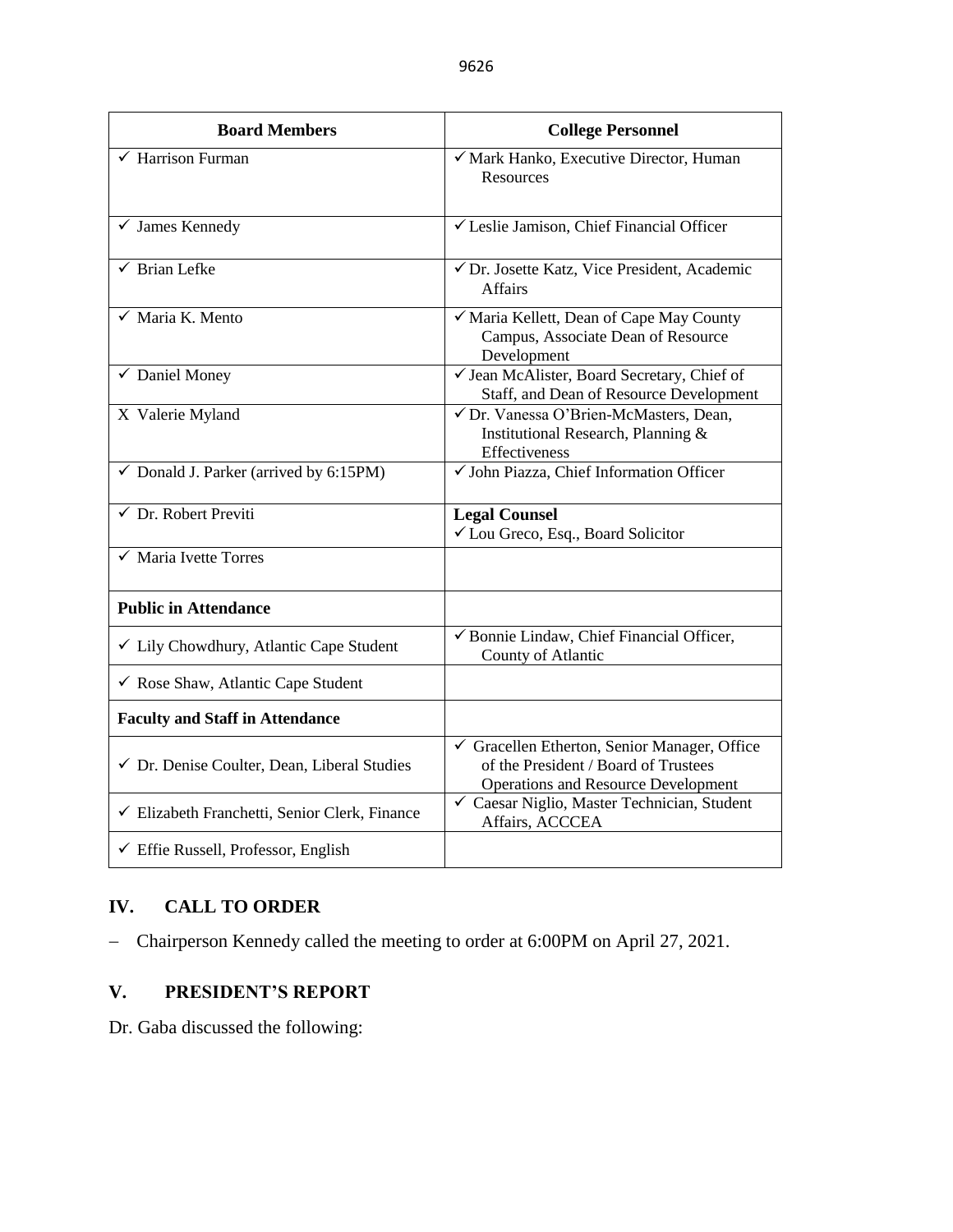| Board Members | College Personnel |
|---|---|
| ✓ Harrison Furman | ✓ Mark Hanko, Executive Director, Human Resources |
| ✓ James Kennedy | ✓ Leslie Jamison, Chief Financial Officer |
| ✓ Brian Lefke | ✓ Dr. Josette Katz, Vice President, Academic Affairs |
| ✓ Maria K. Mento | ✓ Maria Kellett, Dean of Cape May County Campus, Associate Dean of Resource Development |
| ✓ Daniel Money | ✓ Jean McAlister, Board Secretary, Chief of Staff, and Dean of Resource Development |
| X Valerie Myland | ✓ Dr. Vanessa O'Brien-McMasters, Dean, Institutional Research, Planning & Effectiveness |
| ✓ Donald J. Parker (arrived by 6:15PM) | ✓ John Piazza, Chief Information Officer |
| ✓ Dr. Robert Previti | **Legal Counsel**<br>✓ Lou Greco, Esq., Board Solicitor |
| ✓ Maria Ivette Torres | |
| **Public in Attendance** | |
| ✓ Lily Chowdhury, Atlantic Cape Student | ✓ Bonnie Lindaw, Chief Financial Officer, County of Atlantic |
| ✓ Rose Shaw, Atlantic Cape Student | |
| **Faculty and Staff in Attendance** | |
| ✓ Dr. Denise Coulter, Dean, Liberal Studies | ✓ Gracellen Etherton, Senior Manager, Office of the President / Board of Trustees Operations and Resource Development |
| ✓ Elizabeth Franchetti, Senior Clerk, Finance | ✓ Caesar Niglio, Master Technician, Student Affairs, ACCCEA |
| ✓ Effie Russell, Professor, English | |

## IV. CALL TO ORDER

– Chairperson Kennedy called the meeting to order at 6:00PM on April 27, 2021.

## V. PRESIDENT'S REPORT

Dr. Gaba discussed the following: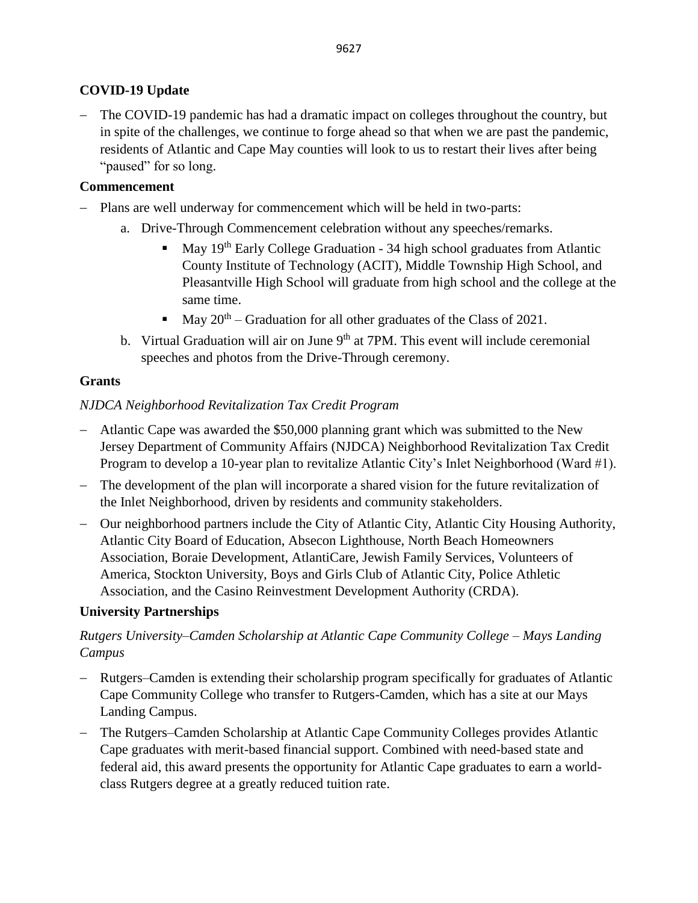**COVID-19 Update**

- The COVID-19 pandemic has had a dramatic impact on colleges throughout the country, but in spite of the challenges, we continue to forge ahead so that when we are past the pandemic, residents of Atlantic and Cape May counties will look to us to restart their lives after being "paused" for so long.

**Commencement**

- Plans are well underway for commencement which will be held in two-parts:
  a. Drive-Through Commencement celebration without any speeches/remarks.
     - May 19th Early College Graduation - 34 high school graduates from Atlantic County Institute of Technology (ACIT), Middle Township High School, and Pleasantville High School will graduate from high school and the college at the same time.
     - May 20th – Graduation for all other graduates of the Class of 2021.
  b. Virtual Graduation will air on June 9th at 7PM. This event will include ceremonial speeches and photos from the Drive-Through ceremony.

**Grants**

*NJDCA Neighborhood Revitalization Tax Credit Program*

- Atlantic Cape was awarded the $50,000 planning grant which was submitted to the New Jersey Department of Community Affairs (NJDCA) Neighborhood Revitalization Tax Credit Program to develop a 10-year plan to revitalize Atlantic City's Inlet Neighborhood (Ward #1).
- The development of the plan will incorporate a shared vision for the future revitalization of the Inlet Neighborhood, driven by residents and community stakeholders.
- Our neighborhood partners include the City of Atlantic City, Atlantic City Housing Authority, Atlantic City Board of Education, Absecon Lighthouse, North Beach Homeowners Association, Boraie Development, AtlantiCare, Jewish Family Services, Volunteers of America, Stockton University, Boys and Girls Club of Atlantic City, Police Athletic Association, and the Casino Reinvestment Development Authority (CRDA).

**University Partnerships**

*Rutgers University–Camden Scholarship at Atlantic Cape Community College – Mays Landing Campus*

- Rutgers–Camden is extending their scholarship program specifically for graduates of Atlantic Cape Community College who transfer to Rutgers-Camden, which has a site at our Mays Landing Campus.
- The Rutgers–Camden Scholarship at Atlantic Cape Community Colleges provides Atlantic Cape graduates with merit-based financial support. Combined with need-based state and federal aid, this award presents the opportunity for Atlantic Cape graduates to earn a world-class Rutgers degree at a greatly reduced tuition rate.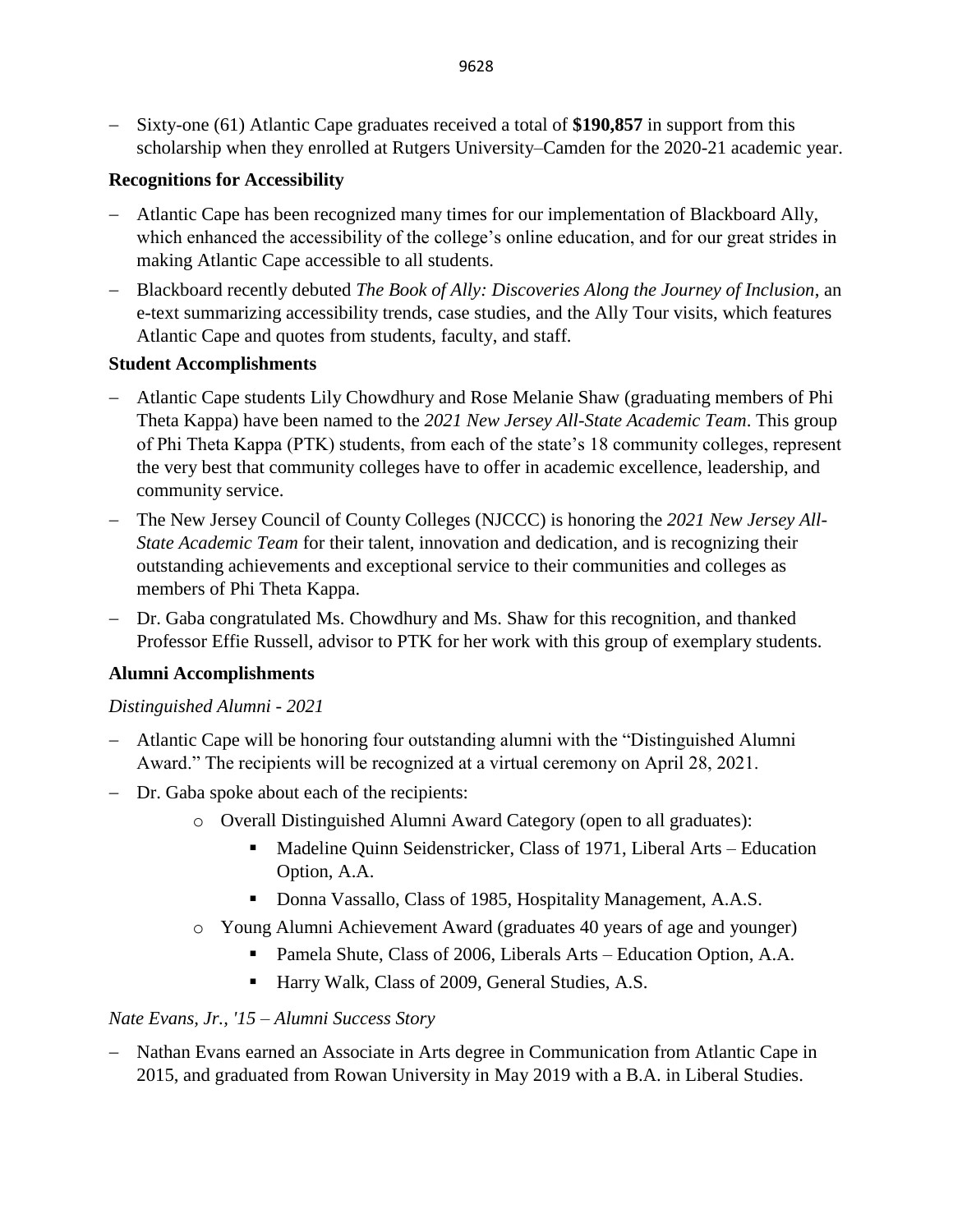- Sixty-one (61) Atlantic Cape graduates received a total of **$190,857** in support from this scholarship when they enrolled at Rutgers University–Camden for the 2020-21 academic year.

**Recognitions for Accessibility**

- Atlantic Cape has been recognized many times for our implementation of Blackboard Ally, which enhanced the accessibility of the college's online education, and for our great strides in making Atlantic Cape accessible to all students.
- Blackboard recently debuted *The Book of Ally: Discoveries Along the Journey of Inclusion*, an e-text summarizing accessibility trends, case studies, and the Ally Tour visits, which features Atlantic Cape and quotes from students, faculty, and staff.

**Student Accomplishments**

- Atlantic Cape students Lily Chowdhury and Rose Melanie Shaw (graduating members of Phi Theta Kappa) have been named to the *2021 New Jersey All-State Academic Team*. This group of Phi Theta Kappa (PTK) students, from each of the state's 18 community colleges, represent the very best that community colleges have to offer in academic excellence, leadership, and community service.
- The New Jersey Council of County Colleges (NJCCC) is honoring the *2021 New Jersey All-State Academic Team* for their talent, innovation and dedication, and is recognizing their outstanding achievements and exceptional service to their communities and colleges as members of Phi Theta Kappa.
- Dr. Gaba congratulated Ms. Chowdhury and Ms. Shaw for this recognition, and thanked Professor Effie Russell, advisor to PTK for her work with this group of exemplary students.

**Alumni Accomplishments**

*Distinguished Alumni - 2021*

- Atlantic Cape will be honoring four outstanding alumni with the "Distinguished Alumni Award." The recipients will be recognized at a virtual ceremony on April 28, 2021.
- Dr. Gaba spoke about each of the recipients:
  - Overall Distinguished Alumni Award Category (open to all graduates):
    - Madeline Quinn Seidenstricker, Class of 1971, Liberal Arts – Education Option, A.A.
    - Donna Vassallo, Class of 1985, Hospitality Management, A.A.S.
  - Young Alumni Achievement Award (graduates 40 years of age and younger)
    - Pamela Shute, Class of 2006, Liberals Arts – Education Option, A.A.
    - Harry Walk, Class of 2009, General Studies, A.S.

*Nate Evans, Jr., '15 – Alumni Success Story*

- Nathan Evans earned an Associate in Arts degree in Communication from Atlantic Cape in 2015, and graduated from Rowan University in May 2019 with a B.A. in Liberal Studies.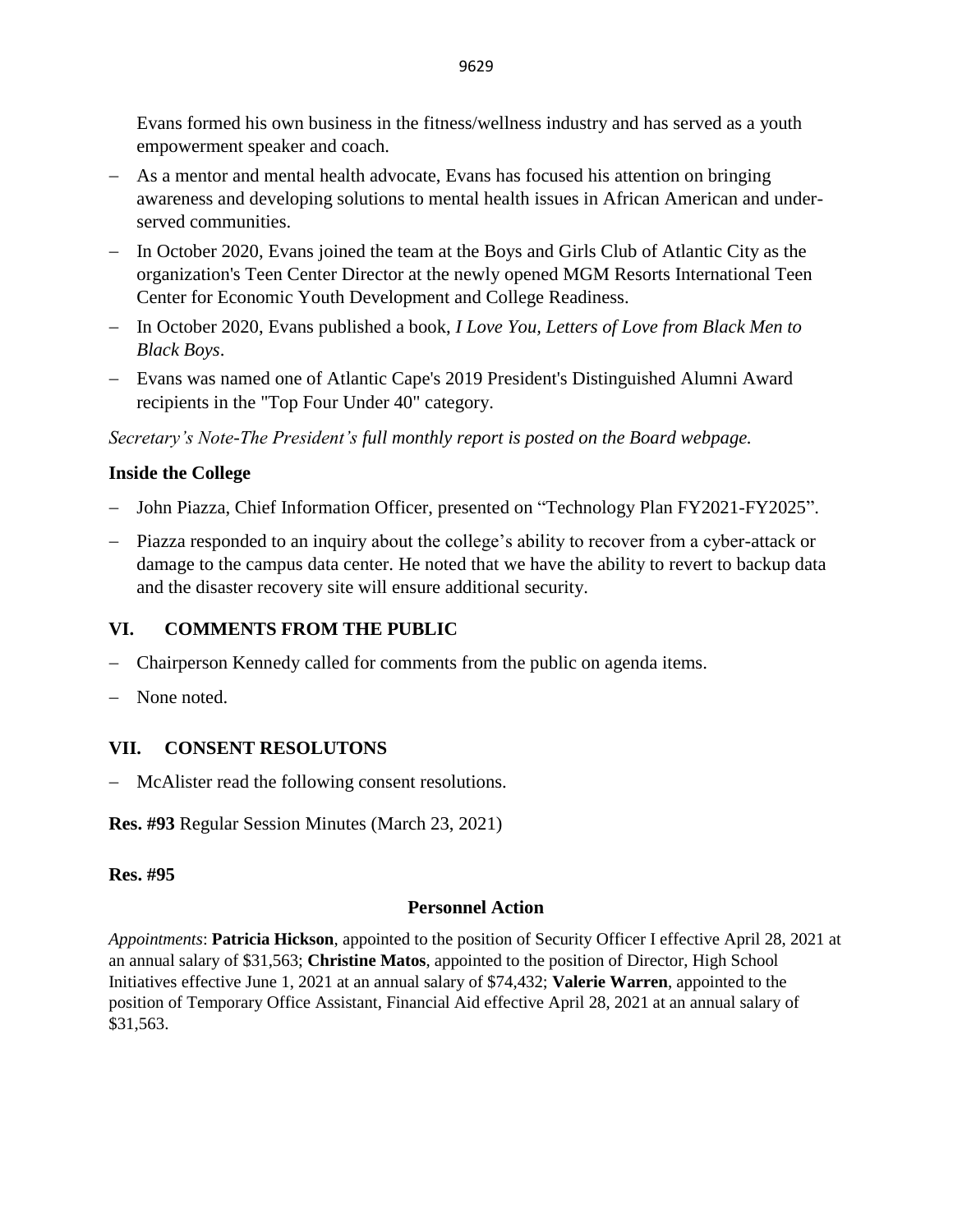Evans formed his own business in the fitness/wellness industry and has served as a youth empowerment speaker and coach.

- As a mentor and mental health advocate, Evans has focused his attention on bringing awareness and developing solutions to mental health issues in African American and under-served communities.
- In October 2020, Evans joined the team at the Boys and Girls Club of Atlantic City as the organization's Teen Center Director at the newly opened MGM Resorts International Teen Center for Economic Youth Development and College Readiness.
- In October 2020, Evans published a book, *I Love You, Letters of Love from Black Men to Black Boys*.
- Evans was named one of Atlantic Cape's 2019 President's Distinguished Alumni Award recipients in the "Top Four Under 40" category.

*Secretary's Note-The President's full monthly report is posted on the Board webpage.*

**Inside the College**

- John Piazza, Chief Information Officer, presented on "Technology Plan FY2021-FY2025".
- Piazza responded to an inquiry about the college's ability to recover from a cyber-attack or damage to the campus data center. He noted that we have the ability to revert to backup data and the disaster recovery site will ensure additional security.

## VI. COMMENTS FROM THE PUBLIC

- Chairperson Kennedy called for comments from the public on agenda items.
- None noted.

## VII. CONSENT RESOLUTONS

- McAlister read the following consent resolutions.

**Res. #93** Regular Session Minutes (March 23, 2021)

**Res. #95**

**Personnel Action**

*Appointments*: **Patricia Hickson**, appointed to the position of Security Officer I effective April 28, 2021 at an annual salary of $31,563; **Christine Matos**, appointed to the position of Director, High School Initiatives effective June 1, 2021 at an annual salary of $74,432; **Valerie Warren**, appointed to the position of Temporary Office Assistant, Financial Aid effective April 28, 2021 at an annual salary of $31,563.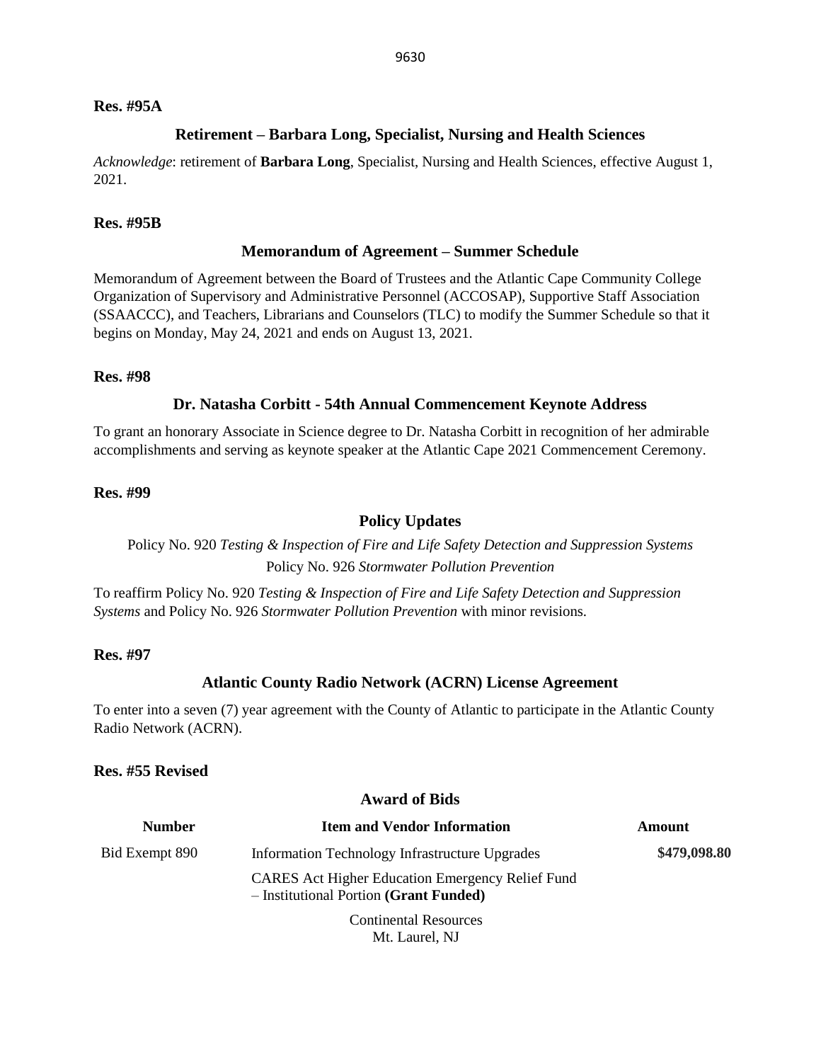**Res. #95A**

### Retirement – Barbara Long, Specialist, Nursing and Health Sciences

*Acknowledge*: retirement of **Barbara Long**, Specialist, Nursing and Health Sciences, effective August 1, 2021.

**Res. #95B**

### Memorandum of Agreement – Summer Schedule

Memorandum of Agreement between the Board of Trustees and the Atlantic Cape Community College Organization of Supervisory and Administrative Personnel (ACCOSAP), Supportive Staff Association (SSAACCC), and Teachers, Librarians and Counselors (TLC) to modify the Summer Schedule so that it begins on Monday, May 24, 2021 and ends on August 13, 2021.

**Res. #98**

### Dr. Natasha Corbitt - 54th Annual Commencement Keynote Address

To grant an honorary Associate in Science degree to Dr. Natasha Corbitt in recognition of her admirable accomplishments and serving as keynote speaker at the Atlantic Cape 2021 Commencement Ceremony.

**Res. #99**

### Policy Updates

Policy No. 920 *Testing & Inspection of Fire and Life Safety Detection and Suppression Systems*
Policy No. 926 *Stormwater Pollution Prevention*

To reaffirm Policy No. 920 *Testing & Inspection of Fire and Life Safety Detection and Suppression Systems* and Policy No. 926 *Stormwater Pollution Prevention* with minor revisions.

**Res. #97**

### Atlantic County Radio Network (ACRN) License Agreement

To enter into a seven (7) year agreement with the County of Atlantic to participate in the Atlantic County Radio Network (ACRN).

**Res. #55 Revised**

### Award of Bids

| Number | Item and Vendor Information | Amount |
| --- | --- | --- |
| Bid Exempt 890 | Information Technology Infrastructure Upgrades<br>CARES Act Higher Education Emergency Relief Fund – Institutional Portion **(Grant Funded)**<br>Continental Resources<br>Mt. Laurel, NJ | **\$479,098.80** |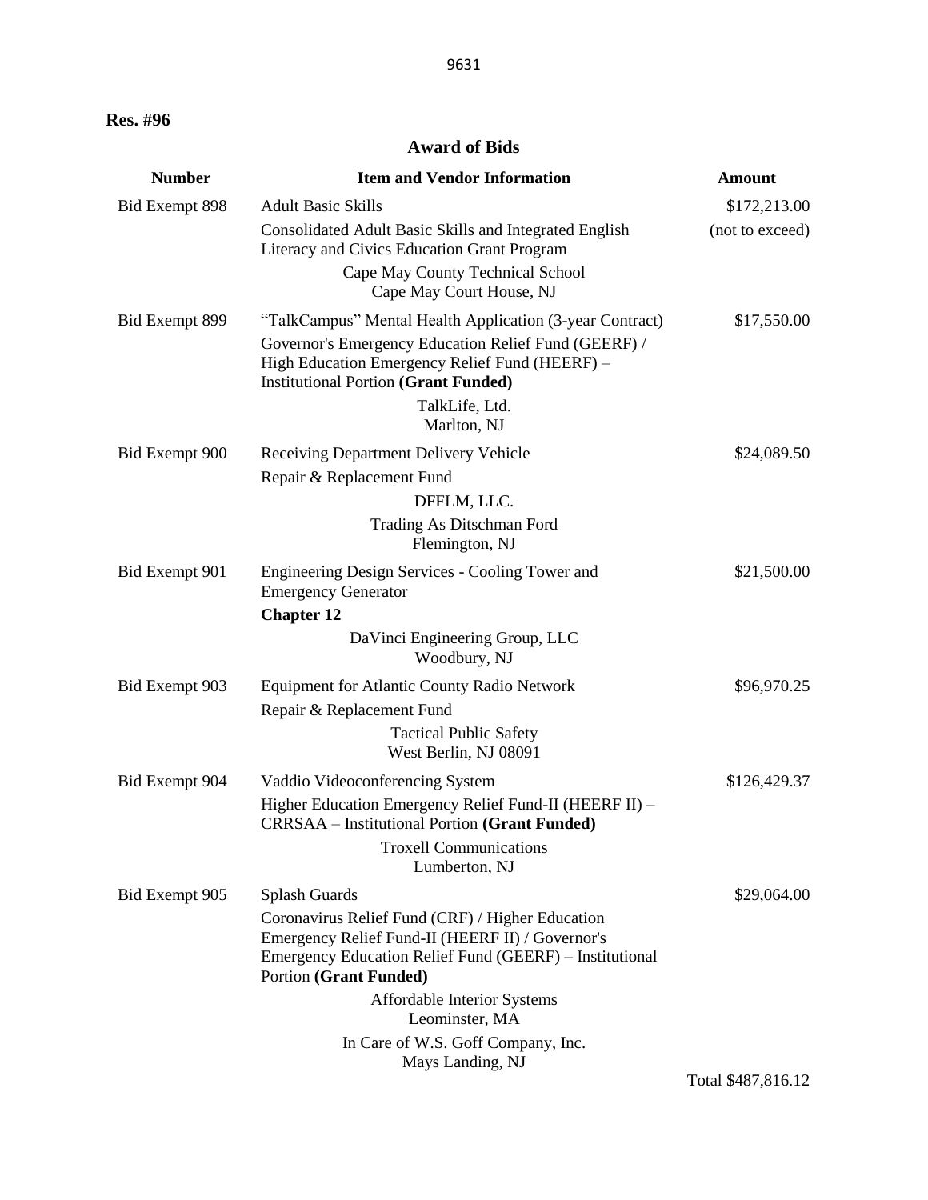**Res. #96**

## Award of Bids

| Number | Item and Vendor Information | Amount |
| --- | --- | --- |
| Bid Exempt 898 | Adult Basic Skills<br>Consolidated Adult Basic Skills and Integrated English Literacy and Civics Education Grant Program<br>Cape May County Technical School<br>Cape May Court House, NJ | $172,213.00<br>(not to exceed) |
| Bid Exempt 899 | "TalkCampus" Mental Health Application (3-year Contract)<br>Governor's Emergency Education Relief Fund (GEERF) / High Education Emergency Relief Fund (HEERF) – Institutional Portion **(Grant Funded)**<br>TalkLife, Ltd.<br>Marlton, NJ | $17,550.00 |
| Bid Exempt 900 | Receiving Department Delivery Vehicle<br>Repair & Replacement Fund<br>DFFLM, LLC.<br>Trading As Ditschman Ford<br>Flemington, NJ | $24,089.50 |
| Bid Exempt 901 | Engineering Design Services - Cooling Tower and Emergency Generator<br>**Chapter 12**<br>DaVinci Engineering Group, LLC<br>Woodbury, NJ | $21,500.00 |
| Bid Exempt 903 | Equipment for Atlantic County Radio Network<br>Repair & Replacement Fund<br>Tactical Public Safety<br>West Berlin, NJ 08091 | $96,970.25 |
| Bid Exempt 904 | Vaddio Videoconferencing System<br>Higher Education Emergency Relief Fund-II (HEERF II) – CRRSAA – Institutional Portion **(Grant Funded)**<br>Troxell Communications<br>Lumberton, NJ | $126,429.37 |
| Bid Exempt 905 | Splash Guards<br>Coronavirus Relief Fund (CRF) / Higher Education Emergency Relief Fund-II (HEERF II) / Governor's Emergency Education Relief Fund (GEERF) – Institutional Portion **(Grant Funded)**<br>Affordable Interior Systems<br>Leominster, MA<br>In Care of W.S. Goff Company, Inc.<br>Mays Landing, NJ | $29,064.00 |
| | | Total $487,816.12 |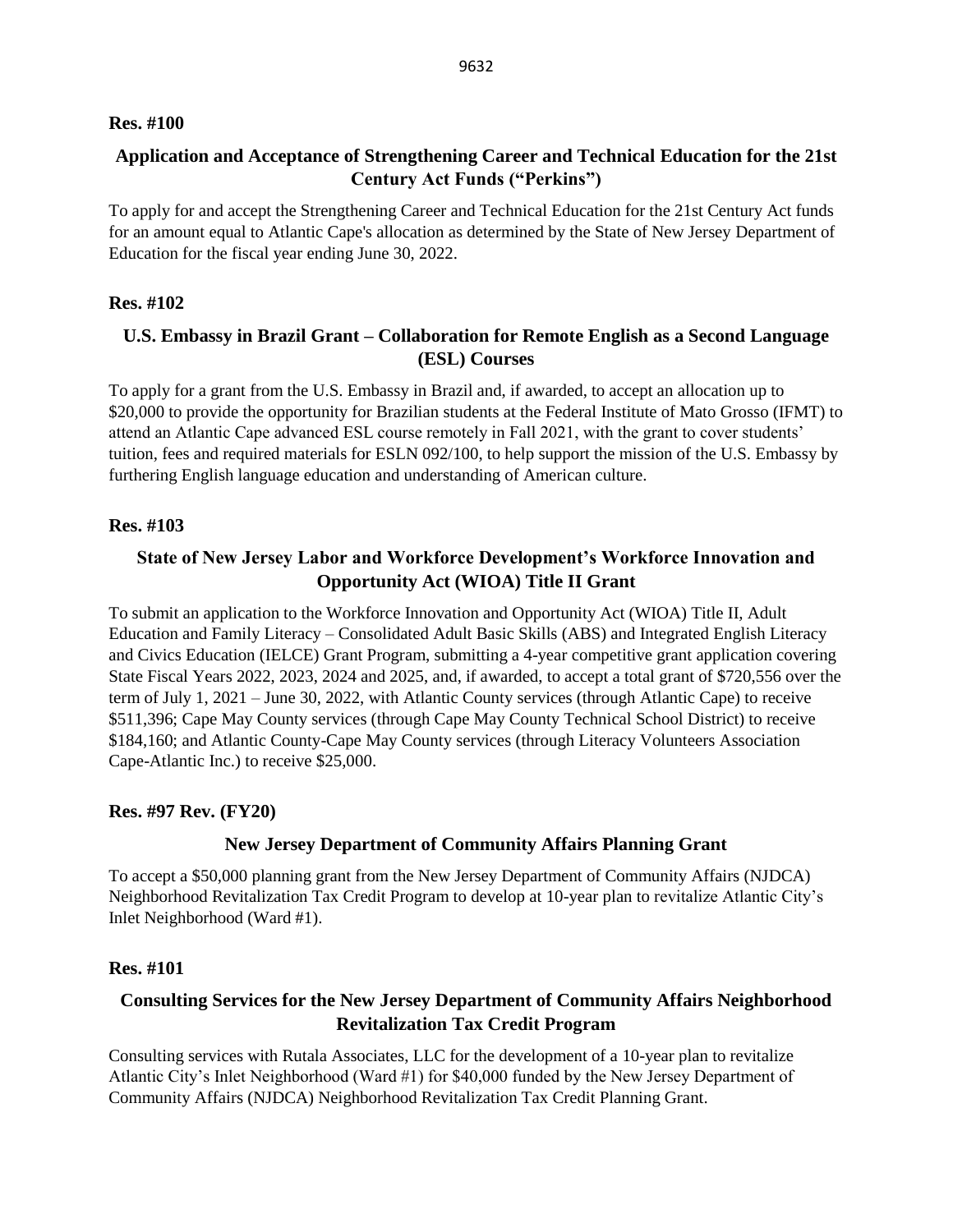**Res. #100**

## Application and Acceptance of Strengthening Career and Technical Education for the 21st Century Act Funds ("Perkins")

To apply for and accept the Strengthening Career and Technical Education for the 21st Century Act funds for an amount equal to Atlantic Cape's allocation as determined by the State of New Jersey Department of Education for the fiscal year ending June 30, 2022.

**Res. #102**

## U.S. Embassy in Brazil Grant – Collaboration for Remote English as a Second Language (ESL) Courses

To apply for a grant from the U.S. Embassy in Brazil and, if awarded, to accept an allocation up to $20,000 to provide the opportunity for Brazilian students at the Federal Institute of Mato Grosso (IFMT) to attend an Atlantic Cape advanced ESL course remotely in Fall 2021, with the grant to cover students' tuition, fees and required materials for ESLN 092/100, to help support the mission of the U.S. Embassy by furthering English language education and understanding of American culture.

**Res. #103**

## State of New Jersey Labor and Workforce Development's Workforce Innovation and Opportunity Act (WIOA) Title II Grant

To submit an application to the Workforce Innovation and Opportunity Act (WIOA) Title II, Adult Education and Family Literacy – Consolidated Adult Basic Skills (ABS) and Integrated English Literacy and Civics Education (IELCE) Grant Program, submitting a 4-year competitive grant application covering State Fiscal Years 2022, 2023, 2024 and 2025, and, if awarded, to accept a total grant of $720,556 over the term of July 1, 2021 – June 30, 2022, with Atlantic County services (through Atlantic Cape) to receive $511,396; Cape May County services (through Cape May County Technical School District) to receive $184,160; and Atlantic County-Cape May County services (through Literacy Volunteers Association Cape-Atlantic Inc.) to receive $25,000.

**Res. #97 Rev. (FY20)**

## New Jersey Department of Community Affairs Planning Grant

To accept a $50,000 planning grant from the New Jersey Department of Community Affairs (NJDCA) Neighborhood Revitalization Tax Credit Program to develop at 10-year plan to revitalize Atlantic City's Inlet Neighborhood (Ward #1).

**Res. #101**

## Consulting Services for the New Jersey Department of Community Affairs Neighborhood Revitalization Tax Credit Program

Consulting services with Rutala Associates, LLC for the development of a 10-year plan to revitalize Atlantic City's Inlet Neighborhood (Ward #1) for $40,000 funded by the New Jersey Department of Community Affairs (NJDCA) Neighborhood Revitalization Tax Credit Planning Grant.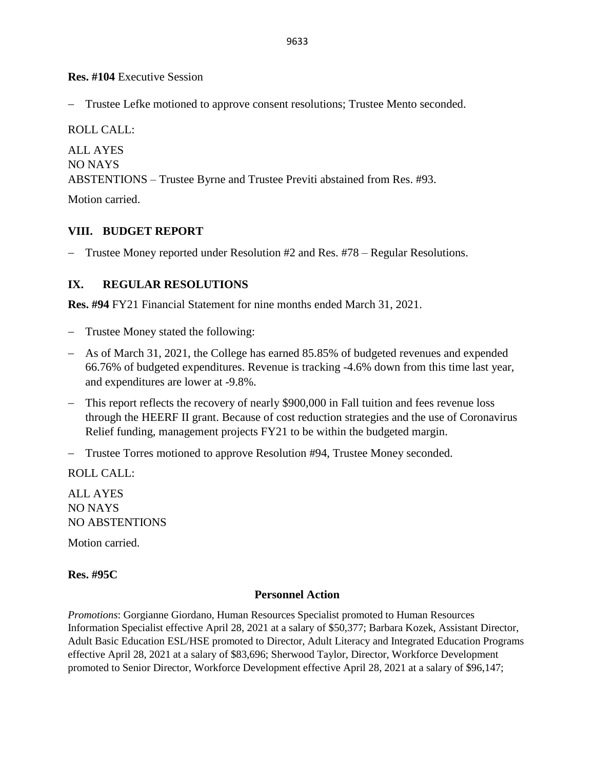**Res. #104** Executive Session

– Trustee Lefke motioned to approve consent resolutions; Trustee Mento seconded.

ROLL CALL:

ALL AYES
NO NAYS
ABSTENTIONS – Trustee Byrne and Trustee Previti abstained from Res. #93.

Motion carried.

## VIII. BUDGET REPORT

– Trustee Money reported under Resolution #2 and Res. #78 – Regular Resolutions.

## IX. REGULAR RESOLUTIONS

**Res. #94** FY21 Financial Statement for nine months ended March 31, 2021.

– Trustee Money stated the following:

– As of March 31, 2021, the College has earned 85.85% of budgeted revenues and expended 66.76% of budgeted expenditures. Revenue is tracking -4.6% down from this time last year, and expenditures are lower at -9.8%.

– This report reflects the recovery of nearly $900,000 in Fall tuition and fees revenue loss through the HEERF II grant. Because of cost reduction strategies and the use of Coronavirus Relief funding, management projects FY21 to be within the budgeted margin.

– Trustee Torres motioned to approve Resolution #94, Trustee Money seconded.

ROLL CALL:

ALL AYES
NO NAYS
NO ABSTENTIONS

Motion carried.

**Res. #95C**

**Personnel Action**

*Promotions*: Gorgianne Giordano, Human Resources Specialist promoted to Human Resources Information Specialist effective April 28, 2021 at a salary of $50,377; Barbara Kozek, Assistant Director, Adult Basic Education ESL/HSE promoted to Director, Adult Literacy and Integrated Education Programs effective April 28, 2021 at a salary of $83,696; Sherwood Taylor, Director, Workforce Development promoted to Senior Director, Workforce Development effective April 28, 2021 at a salary of $96,147;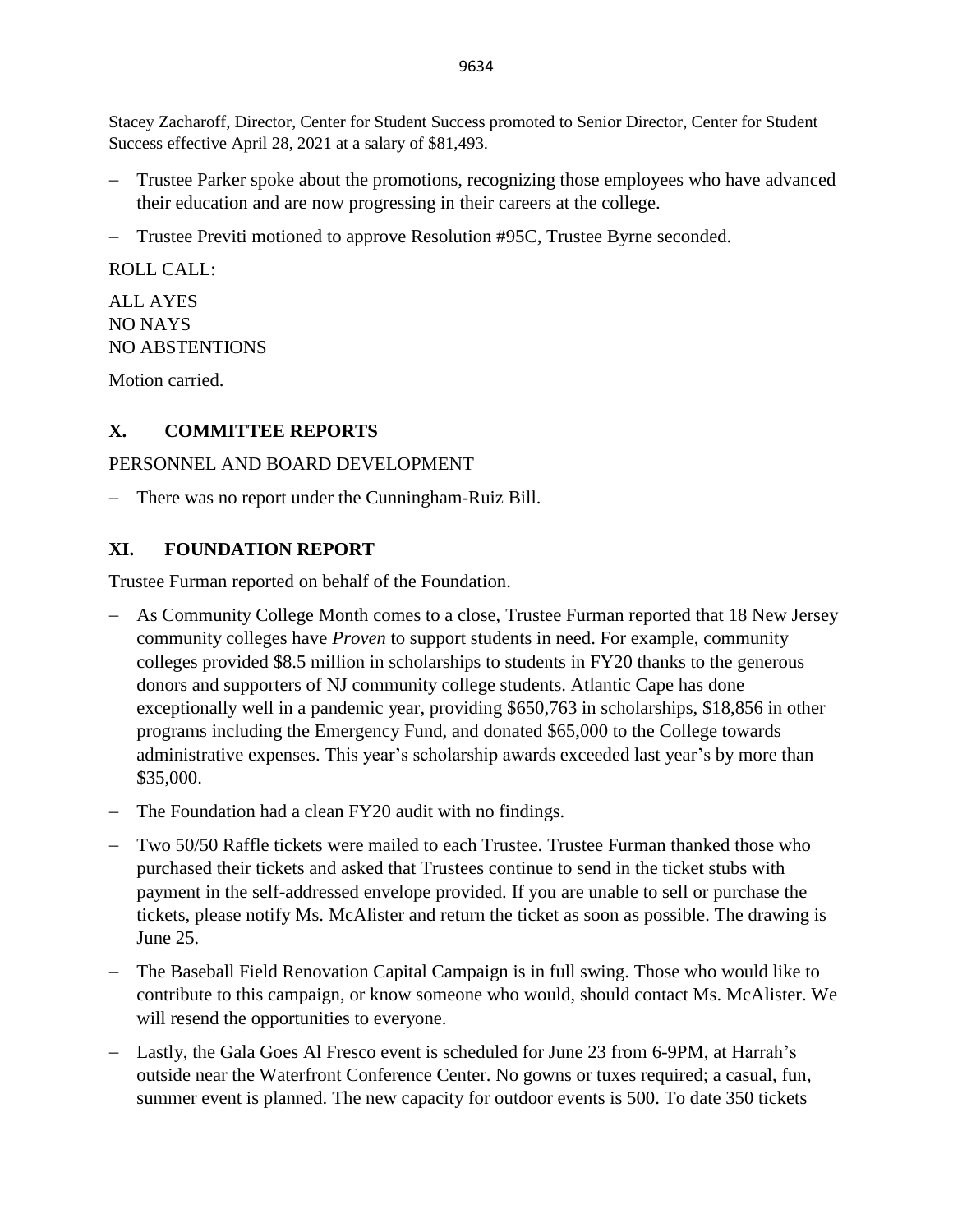Stacey Zacharoff, Director, Center for Student Success promoted to Senior Director, Center for Student Success effective April 28, 2021 at a salary of $81,493.

- Trustee Parker spoke about the promotions, recognizing those employees who have advanced their education and are now progressing in their careers at the college.
- Trustee Previti motioned to approve Resolution #95C, Trustee Byrne seconded.

ROLL CALL:

ALL AYES
NO NAYS
NO ABSTENTIONS

Motion carried.

## X. COMMITTEE REPORTS

PERSONNEL AND BOARD DEVELOPMENT

- There was no report under the Cunningham-Ruiz Bill.

## XI. FOUNDATION REPORT

Trustee Furman reported on behalf of the Foundation.

- As Community College Month comes to a close, Trustee Furman reported that 18 New Jersey community colleges have *Proven* to support students in need. For example, community colleges provided $8.5 million in scholarships to students in FY20 thanks to the generous donors and supporters of NJ community college students. Atlantic Cape has done exceptionally well in a pandemic year, providing $650,763 in scholarships, $18,856 in other programs including the Emergency Fund, and donated $65,000 to the College towards administrative expenses. This year's scholarship awards exceeded last year's by more than $35,000.
- The Foundation had a clean FY20 audit with no findings.
- Two 50/50 Raffle tickets were mailed to each Trustee. Trustee Furman thanked those who purchased their tickets and asked that Trustees continue to send in the ticket stubs with payment in the self-addressed envelope provided. If you are unable to sell or purchase the tickets, please notify Ms. McAlister and return the ticket as soon as possible. The drawing is June 25.
- The Baseball Field Renovation Capital Campaign is in full swing. Those who would like to contribute to this campaign, or know someone who would, should contact Ms. McAlister. We will resend the opportunities to everyone.
- Lastly, the Gala Goes Al Fresco event is scheduled for June 23 from 6-9PM, at Harrah's outside near the Waterfront Conference Center. No gowns or tuxes required; a casual, fun, summer event is planned. The new capacity for outdoor events is 500. To date 350 tickets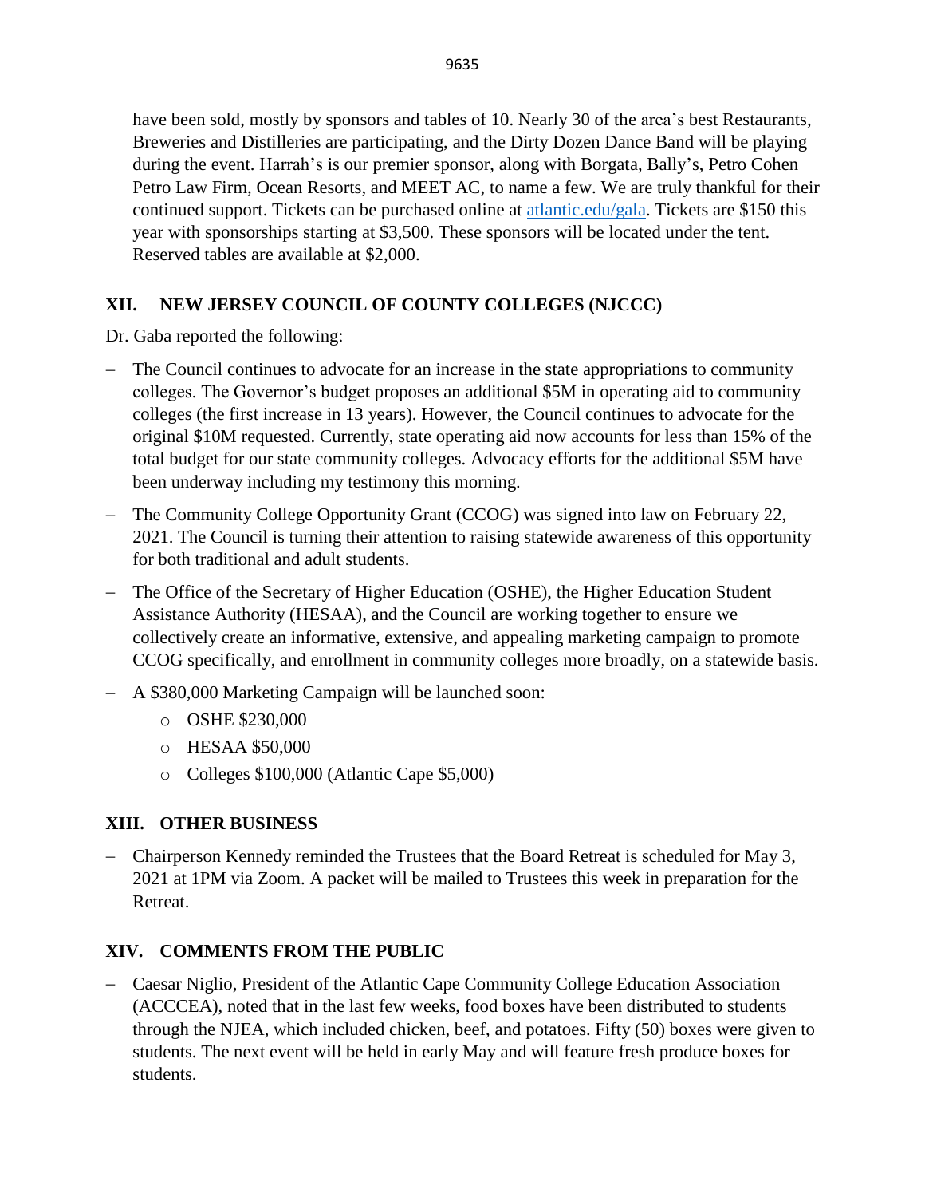have been sold, mostly by sponsors and tables of 10. Nearly 30 of the area's best Restaurants, Breweries and Distilleries are participating, and the Dirty Dozen Dance Band will be playing during the event. Harrah's is our premier sponsor, along with Borgata, Bally's, Petro Cohen Petro Law Firm, Ocean Resorts, and MEET AC, to name a few. We are truly thankful for their continued support. Tickets can be purchased online at [atlantic.edu/gala](atlantic.edu/gala). Tickets are $150 this year with sponsorships starting at $3,500. These sponsors will be located under the tent. Reserved tables are available at $2,000.

## XII. NEW JERSEY COUNCIL OF COUNTY COLLEGES (NJCCC)

Dr. Gaba reported the following:

- The Council continues to advocate for an increase in the state appropriations to community colleges. The Governor's budget proposes an additional $5M in operating aid to community colleges (the first increase in 13 years). However, the Council continues to advocate for the original $10M requested. Currently, state operating aid now accounts for less than 15% of the total budget for our state community colleges. Advocacy efforts for the additional $5M have been underway including my testimony this morning.
- The Community College Opportunity Grant (CCOG) was signed into law on February 22, 2021. The Council is turning their attention to raising statewide awareness of this opportunity for both traditional and adult students.
- The Office of the Secretary of Higher Education (OSHE), the Higher Education Student Assistance Authority (HESAA), and the Council are working together to ensure we collectively create an informative, extensive, and appealing marketing campaign to promote CCOG specifically, and enrollment in community colleges more broadly, on a statewide basis.
- A $380,000 Marketing Campaign will be launched soon:
  - OSHE $230,000
  - HESAA $50,000
  - Colleges $100,000 (Atlantic Cape $5,000)

## XIII. OTHER BUSINESS

- Chairperson Kennedy reminded the Trustees that the Board Retreat is scheduled for May 3, 2021 at 1PM via Zoom. A packet will be mailed to Trustees this week in preparation for the Retreat.

## XIV. COMMENTS FROM THE PUBLIC

- Caesar Niglio, President of the Atlantic Cape Community College Education Association (ACCCEA), noted that in the last few weeks, food boxes have been distributed to students through the NJEA, which included chicken, beef, and potatoes. Fifty (50) boxes were given to students. The next event will be held in early May and will feature fresh produce boxes for students.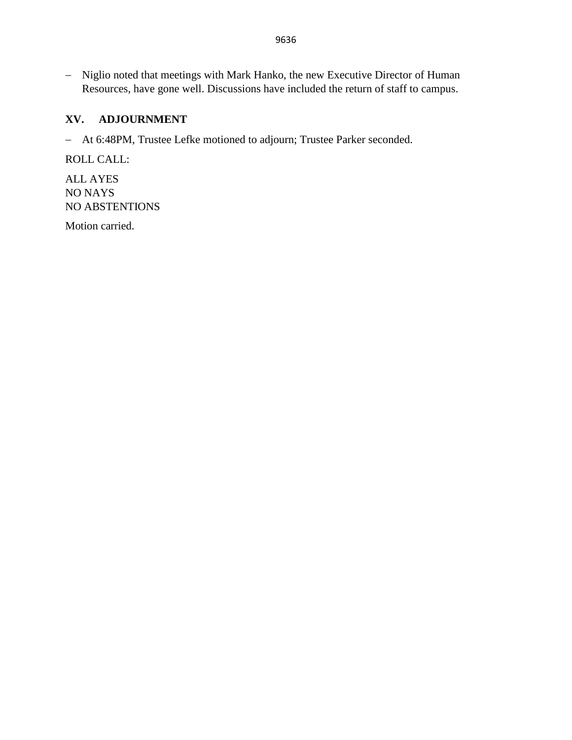- Niglio noted that meetings with Mark Hanko, the new Executive Director of Human Resources, have gone well. Discussions have included the return of staff to campus.

## XV. ADJOURNMENT

- At 6:48PM, Trustee Lefke motioned to adjourn; Trustee Parker seconded.

ROLL CALL:

ALL AYES
NO NAYS
NO ABSTENTIONS

Motion carried.